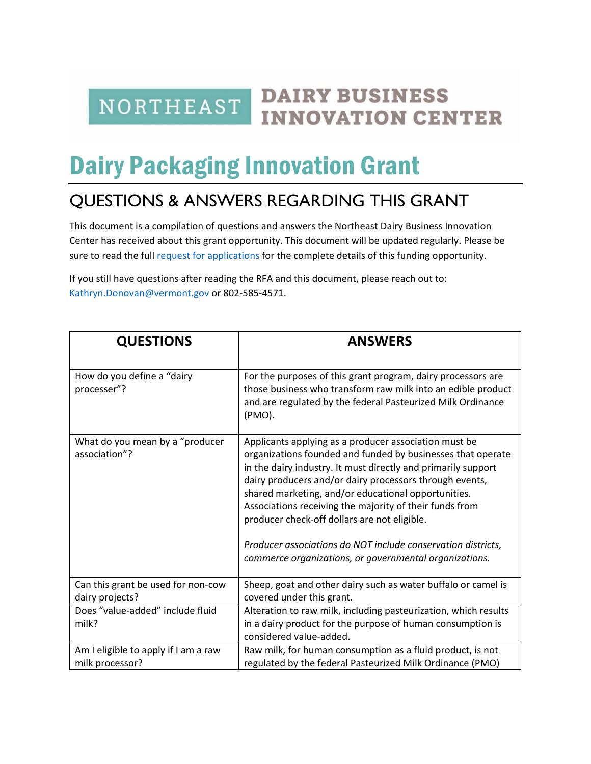NORTHEAST DAIRY BUSINESS INNOVATION CENTER

# Dairy Packaging Innovation Grant

## QUESTIONS & ANSWERS REGARDING THIS GRANT

This document is a compilation of questions and answers the Northeast Dairy Business Innovation Center has received about this grant opportunity. This document will be updated regularly. Please be sure to read the full request for applications for the complete details of this funding opportunity.

If you still have questions after reading the RFA and this document, please reach out to: Kathryn.Donovan@vermont.gov or 802-585-4571.

| QUESTIONS | ANSWERS |
| --- | --- |
| How do you define a "dairy processer"? | For the purposes of this grant program, dairy processors are those business who transform raw milk into an edible product and are regulated by the federal Pasteurized Milk Ordinance (PMO). |
| What do you mean by a "producer association"? | Applicants applying as a producer association must be organizations founded and funded by businesses that operate in the dairy industry. It must directly and primarily support dairy producers and/or dairy processors through events, shared marketing, and/or educational opportunities. Associations receiving the majority of their funds from producer check-off dollars are not eligible.<br><br>*Producer associations do NOT include conservation districts, commerce organizations, or governmental organizations.* |
| Can this grant be used for non-cow dairy projects? | Sheep, goat and other dairy such as water buffalo or camel is covered under this grant. |
| Does "value-added" include fluid milk? | Alteration to raw milk, including pasteurization, which results in a dairy product for the purpose of human consumption is considered value-added. |
| Am I eligible to apply if I am a raw milk processor? | Raw milk, for human consumption as a fluid product, is not regulated by the federal Pasteurized Milk Ordinance (PMO) |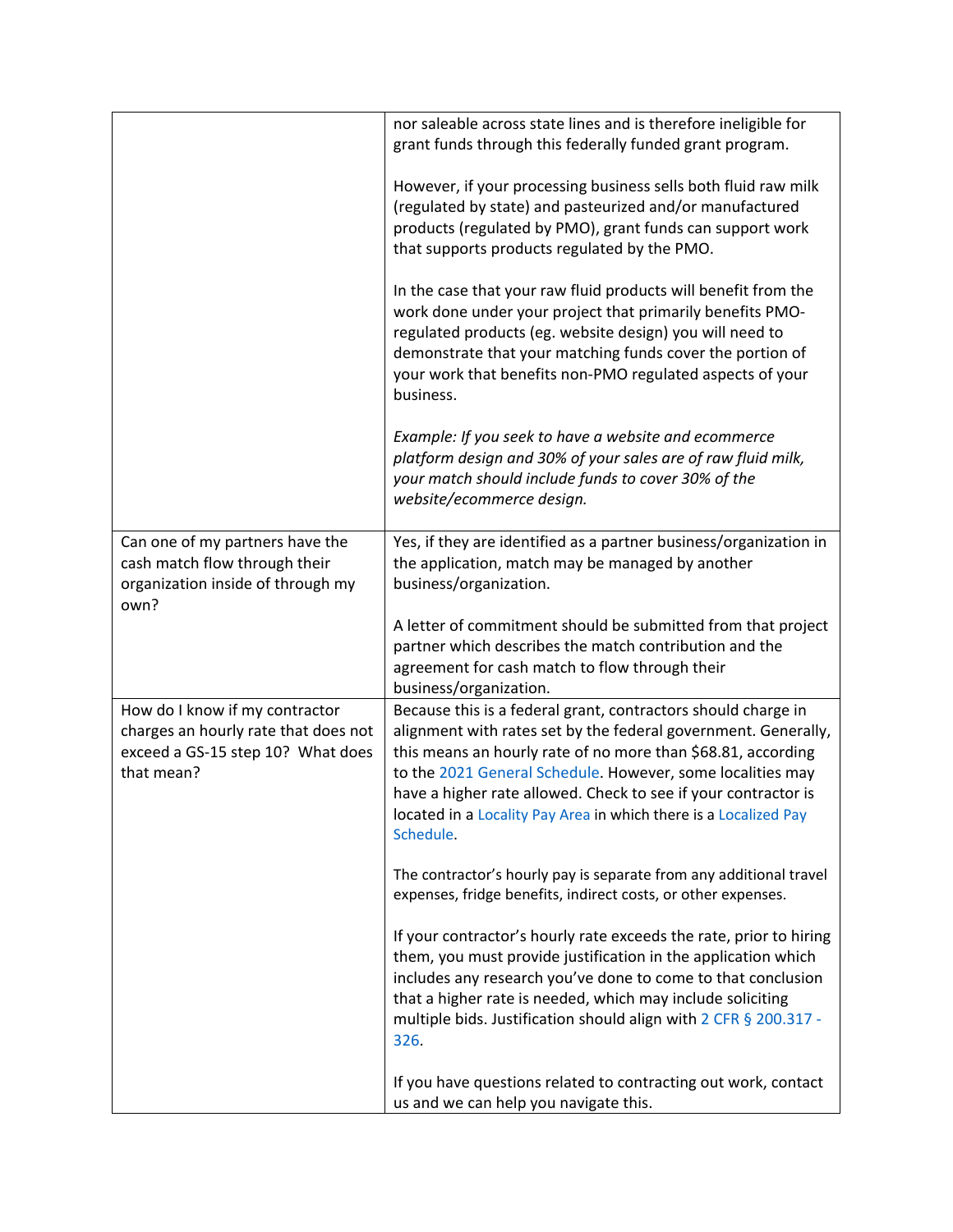| | |
|---|---|
| | nor saleable across state lines and is therefore ineligible for grant funds through this federally funded grant program.<br><br>However, if your processing business sells both fluid raw milk (regulated by state) and pasteurized and/or manufactured products (regulated by PMO), grant funds can support work that supports products regulated by the PMO.<br><br>In the case that your raw fluid products will benefit from the work done under your project that primarily benefits PMO-regulated products (eg. website design) you will need to demonstrate that your matching funds cover the portion of your work that benefits non-PMO regulated aspects of your business.<br><br>*Example: If you seek to have a website and ecommerce platform design and 30% of your sales are of raw fluid milk, your match should include funds to cover 30% of the website/ecommerce design.* |
| Can one of my partners have the cash match flow through their organization inside of through my own? | Yes, if they are identified as a partner business/organization in the application, match may be managed by another business/organization.<br><br>A letter of commitment should be submitted from that project partner which describes the match contribution and the agreement for cash match to flow through their business/organization. |
| How do I know if my contractor charges an hourly rate that does not exceed a GS-15 step 10? What does that mean? | Because this is a federal grant, contractors should charge in alignment with rates set by the federal government. Generally, this means an hourly rate of no more than $68.81, according to the 2021 General Schedule. However, some localities may have a higher rate allowed. Check to see if your contractor is located in a Locality Pay Area in which there is a Localized Pay Schedule.<br><br>The contractor's hourly pay is separate from any additional travel expenses, fridge benefits, indirect costs, or other expenses.<br><br>If your contractor's hourly rate exceeds the rate, prior to hiring them, you must provide justification in the application which includes any research you've done to come to that conclusion that a higher rate is needed, which may include soliciting multiple bids. Justification should align with 2 CFR § 200.317 - 326.<br><br>If you have questions related to contracting out work, contact us and we can help you navigate this. |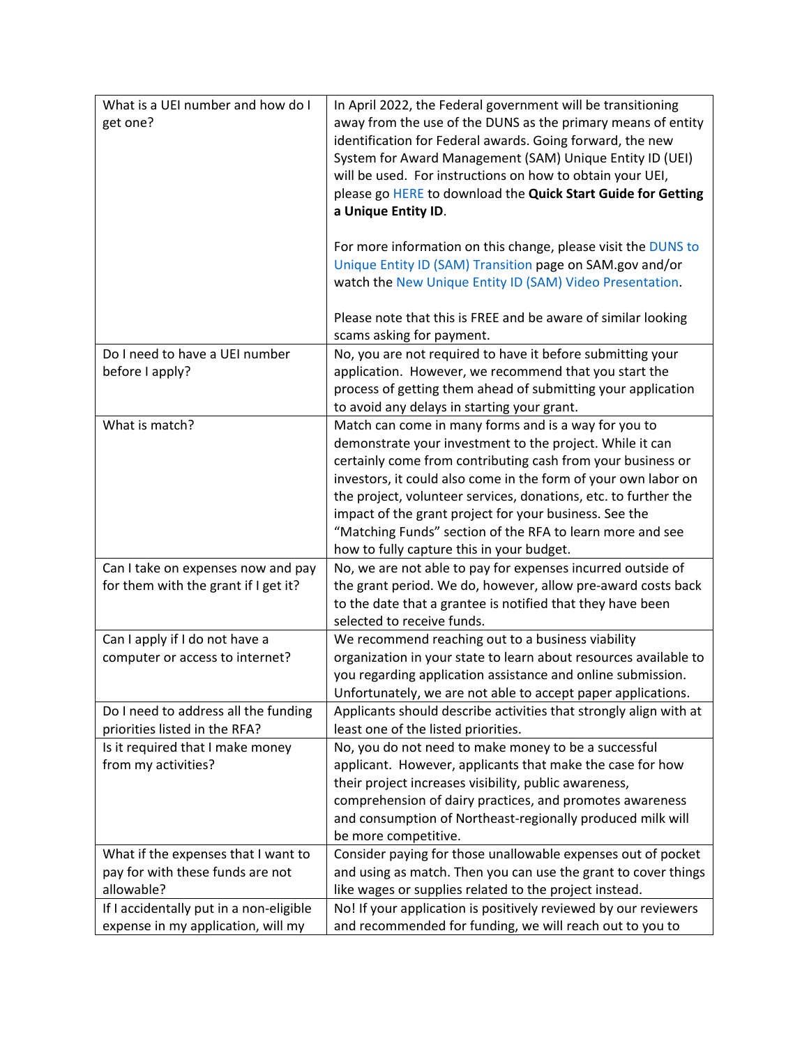| | |
|---|---|
| What is a UEI number and how do I get one? | In April 2022, the Federal government will be transitioning away from the use of the DUNS as the primary means of entity identification for Federal awards. Going forward, the new System for Award Management (SAM) Unique Entity ID (UEI) will be used. For instructions on how to obtain your UEI, please go HERE to download the **Quick Start Guide for Getting a Unique Entity ID**.<br><br>For more information on this change, please visit the DUNS to Unique Entity ID (SAM) Transition page on SAM.gov and/or watch the New Unique Entity ID (SAM) Video Presentation.<br><br>Please note that this is FREE and be aware of similar looking scams asking for payment. |
| Do I need to have a UEI number before I apply? | No, you are not required to have it before submitting your application. However, we recommend that you start the process of getting them ahead of submitting your application to avoid any delays in starting your grant. |
| What is match? | Match can come in many forms and is a way for you to demonstrate your investment to the project. While it can certainly come from contributing cash from your business or investors, it could also come in the form of your own labor on the project, volunteer services, donations, etc. to further the impact of the grant project for your business. See the "Matching Funds" section of the RFA to learn more and see how to fully capture this in your budget. |
| Can I take on expenses now and pay for them with the grant if I get it? | No, we are not able to pay for expenses incurred outside of the grant period. We do, however, allow pre-award costs back to the date that a grantee is notified that they have been selected to receive funds. |
| Can I apply if I do not have a computer or access to internet? | We recommend reaching out to a business viability organization in your state to learn about resources available to you regarding application assistance and online submission. Unfortunately, we are not able to accept paper applications. |
| Do I need to address all the funding priorities listed in the RFA? | Applicants should describe activities that strongly align with at least one of the listed priorities. |
| Is it required that I make money from my activities? | No, you do not need to make money to be a successful applicant. However, applicants that make the case for how their project increases visibility, public awareness, comprehension of dairy practices, and promotes awareness and consumption of Northeast-regionally produced milk will be more competitive. |
| What if the expenses that I want to pay for with these funds are not allowable? | Consider paying for those unallowable expenses out of pocket and using as match. Then you can use the grant to cover things like wages or supplies related to the project instead. |
| If I accidentally put in a non-eligible expense in my application, will my | No! If your application is positively reviewed by our reviewers and recommended for funding, we will reach out to you to |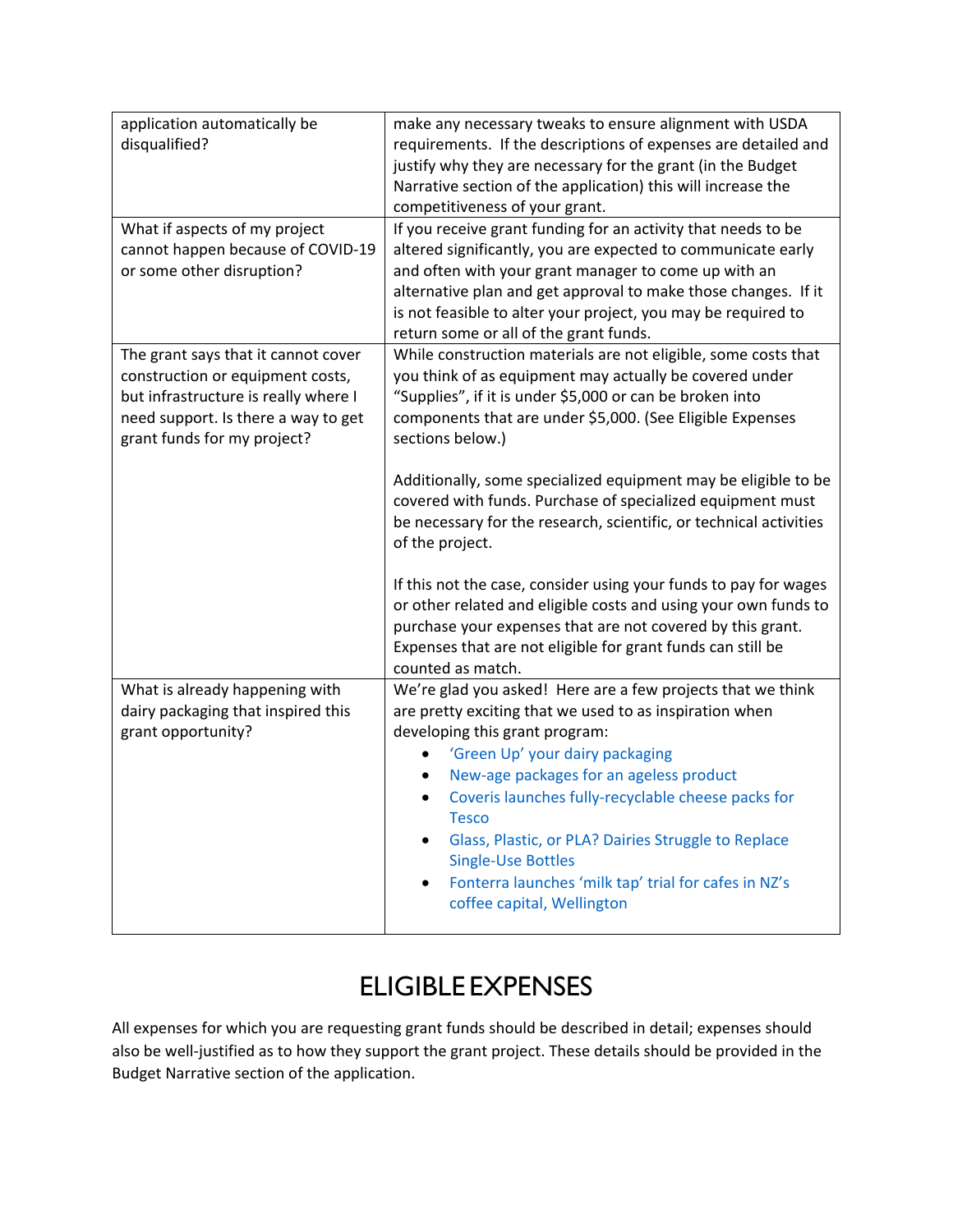| | |
|---|---|
| application automatically be disqualified? | make any necessary tweaks to ensure alignment with USDA requirements. If the descriptions of expenses are detailed and justify why they are necessary for the grant (in the Budget Narrative section of the application) this will increase the competitiveness of your grant. |
| What if aspects of my project cannot happen because of COVID-19 or some other disruption? | If you receive grant funding for an activity that needs to be altered significantly, you are expected to communicate early and often with your grant manager to come up with an alternative plan and get approval to make those changes. If it is not feasible to alter your project, you may be required to return some or all of the grant funds. |
| The grant says that it cannot cover construction or equipment costs, but infrastructure is really where I need support. Is there a way to get grant funds for my project? | While construction materials are not eligible, some costs that you think of as equipment may actually be covered under "Supplies", if it is under \$5,000 or can be broken into components that are under \$5,000. (See Eligible Expenses sections below.)<br><br>Additionally, some specialized equipment may be eligible to be covered with funds. Purchase of specialized equipment must be necessary for the research, scientific, or technical activities of the project.<br><br>If this not the case, consider using your funds to pay for wages or other related and eligible costs and using your own funds to purchase your expenses that are not covered by this grant. Expenses that are not eligible for grant funds can still be counted as match. |
| What is already happening with dairy packaging that inspired this grant opportunity? | We're glad you asked! Here are a few projects that we think are pretty exciting that we used to as inspiration when developing this grant program:<br>• 'Green Up' your dairy packaging<br>• New-age packages for an ageless product<br>• Coveris launches fully-recyclable cheese packs for Tesco<br>• Glass, Plastic, or PLA? Dairies Struggle to Replace Single-Use Bottles<br>• Fonterra launches 'milk tap' trial for cafes in NZ's coffee capital, Wellington |

# ELIGIBLE EXPENSES

All expenses for which you are requesting grant funds should be described in detail; expenses should also be well-justified as to how they support the grant project. These details should be provided in the Budget Narrative section of the application.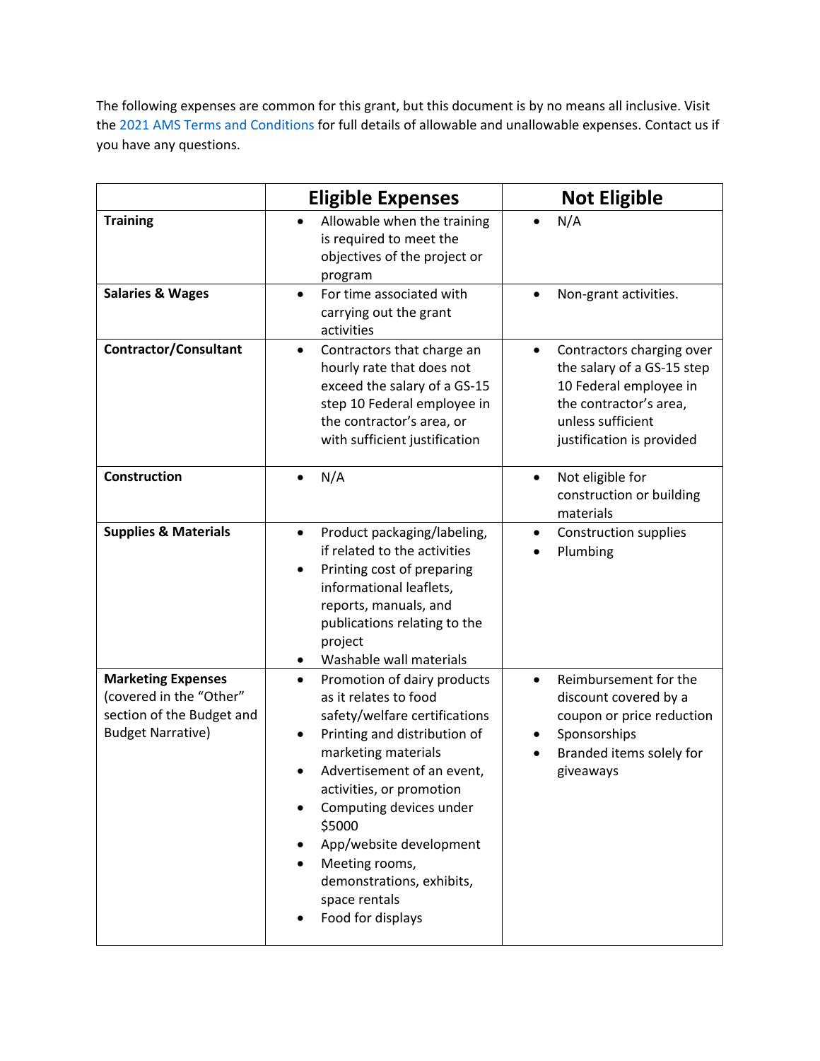The following expenses are common for this grant, but this document is by no means all inclusive. Visit the 2021 AMS Terms and Conditions for full details of allowable and unallowable expenses. Contact us if you have any questions.

| | Eligible Expenses | Not Eligible |
|---|---|---|
| **Training** | • Allowable when the training is required to meet the objectives of the project or program | • N/A |
| **Salaries & Wages** | • For time associated with carrying out the grant activities | • Non-grant activities. |
| **Contractor/Consultant** | • Contractors that charge an hourly rate that does not exceed the salary of a GS-15 step 10 Federal employee in the contractor's area, or with sufficient justification | • Contractors charging over the salary of a GS-15 step 10 Federal employee in the contractor's area, unless sufficient justification is provided |
| **Construction** | • N/A | • Not eligible for construction or building materials |
| **Supplies & Materials** | • Product packaging/labeling, if related to the activities<br>• Printing cost of preparing informational leaflets, reports, manuals, and publications relating to the project<br>• Washable wall materials | • Construction supplies<br>• Plumbing |
| **Marketing Expenses** (covered in the "Other" section of the Budget and Budget Narrative) | • Promotion of dairy products as it relates to food safety/welfare certifications<br>• Printing and distribution of marketing materials<br>• Advertisement of an event, activities, or promotion<br>• Computing devices under $5000<br>• App/website development<br>• Meeting rooms, demonstrations, exhibits, space rentals<br>• Food for displays | • Reimbursement for the discount covered by a coupon or price reduction<br>• Sponsorships<br>• Branded items solely for giveaways |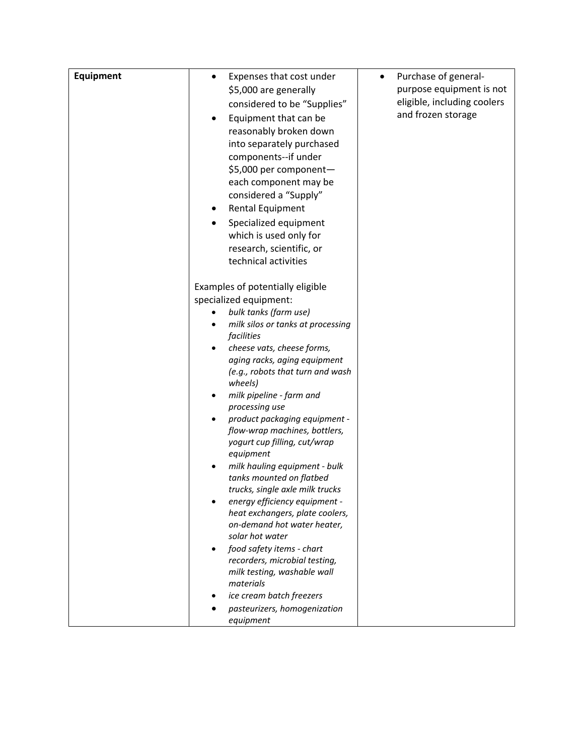| | | |
|---|---|---|
| **Equipment** | • Expenses that cost under \$5,000 are generally considered to be "Supplies"<br>• Equipment that can be reasonably broken down into separately purchased components--if under \$5,000 per component—each component may be considered a "Supply"<br>• Rental Equipment<br>• Specialized equipment which is used only for research, scientific, or technical activities<br><br>Examples of potentially eligible specialized equipment:<br>• *bulk tanks (farm use)*<br>• *milk silos or tanks at processing facilities*<br>• *cheese vats, cheese forms, aging racks, aging equipment (e.g., robots that turn and wash wheels)*<br>• *milk pipeline - farm and processing use*<br>• *product packaging equipment - flow-wrap machines, bottlers, yogurt cup filling, cut/wrap equipment*<br>• *milk hauling equipment - bulk tanks mounted on flatbed trucks, single axle milk trucks*<br>• *energy efficiency equipment - heat exchangers, plate coolers, on-demand hot water heater, solar hot water*<br>• *food safety items - chart recorders, microbial testing, milk testing, washable wall materials*<br>• *ice cream batch freezers*<br>• *pasteurizers, homogenization equipment* | • Purchase of general-purpose equipment is not eligible, including coolers and frozen storage |